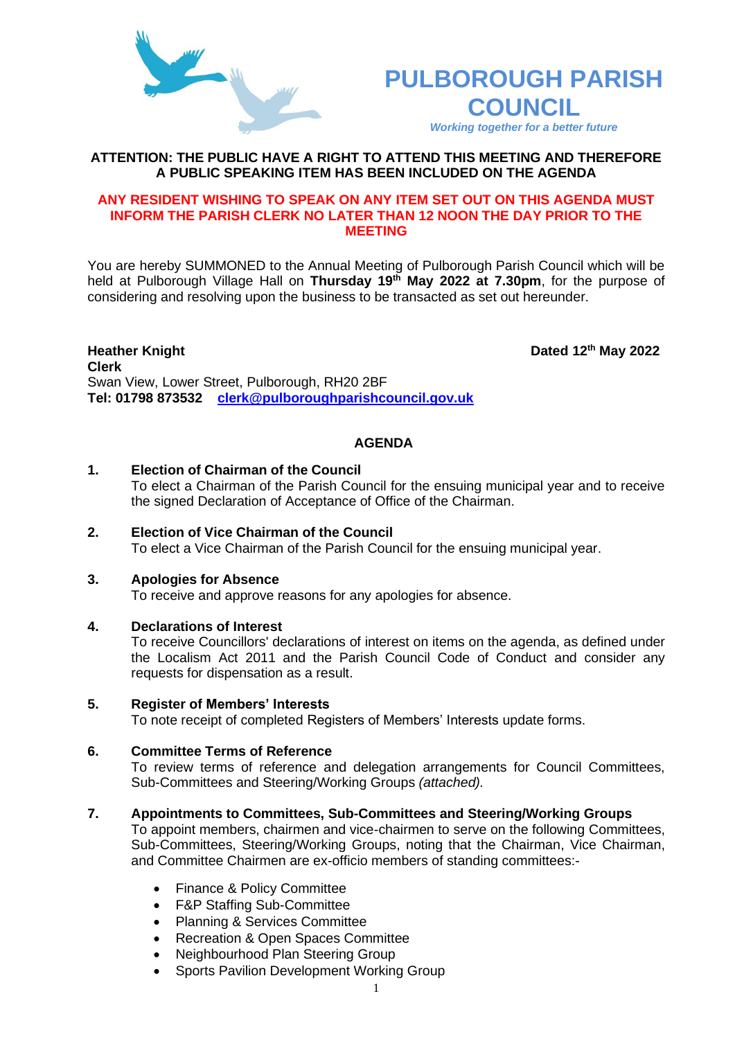# PULBOROUGH PARISH COUNCIL

*Working together for a better future*

**ATTENTION: THE PUBLIC HAVE A RIGHT TO ATTEND THIS MEETING AND THEREFORE A PUBLIC SPEAKING ITEM HAS BEEN INCLUDED ON THE AGENDA**

**ANY RESIDENT WISHING TO SPEAK ON ANY ITEM SET OUT ON THIS AGENDA MUST INFORM THE PARISH CLERK NO LATER THAN 12 NOON THE DAY PRIOR TO THE MEETING**

You are hereby SUMMONED to the Annual Meeting of Pulborough Parish Council which will be held at Pulborough Village Hall on **Thursday 19th May 2022 at 7.30pm**, for the purpose of considering and resolving upon the business to be transacted as set out hereunder.

**Heather Knight**
**Clerk**
Swan View, Lower Street, Pulborough, RH20 2BF
**Tel: 01798 873532** [clerk@pulboroughparishcouncil.gov.uk](mailto:clerk@pulboroughparishcouncil.gov.uk)

**Dated 12th May 2022**

## AGENDA

**1. Election of Chairman of the Council**
To elect a Chairman of the Parish Council for the ensuing municipal year and to receive the signed Declaration of Acceptance of Office of the Chairman.

**2. Election of Vice Chairman of the Council**
To elect a Vice Chairman of the Parish Council for the ensuing municipal year.

**3. Apologies for Absence**
To receive and approve reasons for any apologies for absence.

**4. Declarations of Interest**
To receive Councillors' declarations of interest on items on the agenda, as defined under the Localism Act 2011 and the Parish Council Code of Conduct and consider any requests for dispensation as a result.

**5. Register of Members' Interests**
To note receipt of completed Registers of Members' Interests update forms.

**6. Committee Terms of Reference**
To review terms of reference and delegation arrangements for Council Committees, Sub-Committees and Steering/Working Groups *(attached).*

**7. Appointments to Committees, Sub-Committees and Steering/Working Groups**
To appoint members, chairmen and vice-chairmen to serve on the following Committees, Sub-Committees, Steering/Working Groups, noting that the Chairman, Vice Chairman, and Committee Chairmen are ex-officio members of standing committees:-

- Finance & Policy Committee
- F&P Staffing Sub-Committee
- Planning & Services Committee
- Recreation & Open Spaces Committee
- Neighbourhood Plan Steering Group
- Sports Pavilion Development Working Group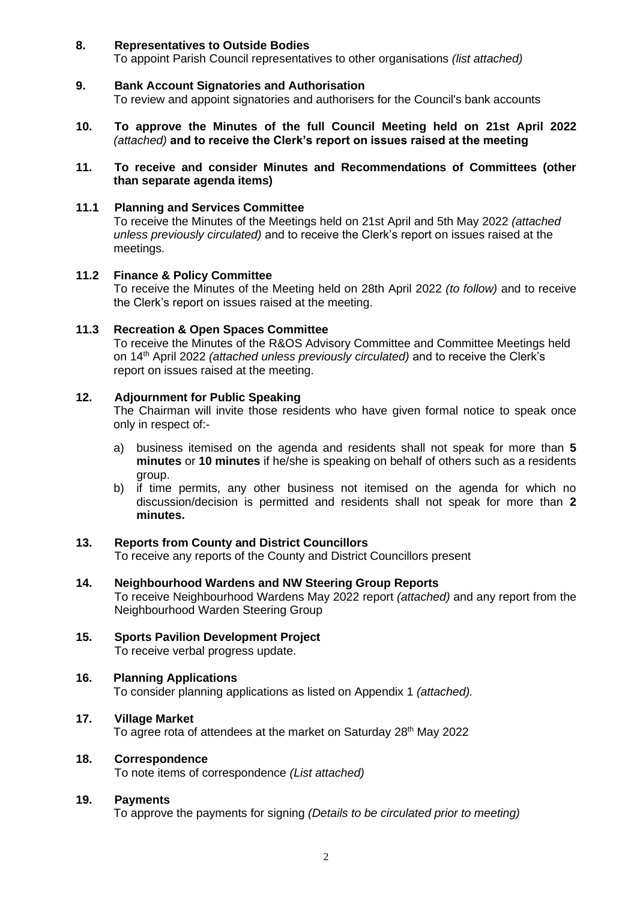**8. Representatives to Outside Bodies**
To appoint Parish Council representatives to other organisations *(list attached)*

**9. Bank Account Signatories and Authorisation**
To review and appoint signatories and authorisers for the Council's bank accounts

**10. To approve the Minutes of the full Council Meeting held on 21st April 2022** *(attached)* **and to receive the Clerk's report on issues raised at the meeting**

**11. To receive and consider Minutes and Recommendations of Committees (other than separate agenda items)**

**11.1 Planning and Services Committee**
To receive the Minutes of the Meetings held on 21st April and 5th May 2022 *(attached unless previously circulated)* and to receive the Clerk's report on issues raised at the meetings.

**11.2 Finance & Policy Committee**
To receive the Minutes of the Meeting held on 28th April 2022 *(to follow)* and to receive the Clerk's report on issues raised at the meeting.

**11.3 Recreation & Open Spaces Committee**
To receive the Minutes of the R&OS Advisory Committee and Committee Meetings held on 14th April 2022 *(attached unless previously circulated)* and to receive the Clerk's report on issues raised at the meeting.

**12. Adjournment for Public Speaking**
The Chairman will invite those residents who have given formal notice to speak once only in respect of:-

a) business itemised on the agenda and residents shall not speak for more than **5 minutes** or **10 minutes** if he/she is speaking on behalf of others such as a residents group.
b) if time permits, any other business not itemised on the agenda for which no discussion/decision is permitted and residents shall not speak for more than **2 minutes.**

**13. Reports from County and District Councillors**
To receive any reports of the County and District Councillors present

**14. Neighbourhood Wardens and NW Steering Group Reports**
To receive Neighbourhood Wardens May 2022 report *(attached)* and any report from the Neighbourhood Warden Steering Group

**15. Sports Pavilion Development Project**
To receive verbal progress update.

**16. Planning Applications**
To consider planning applications as listed on Appendix 1 *(attached).*

**17. Village Market**
To agree rota of attendees at the market on Saturday 28th May 2022

**18. Correspondence**
To note items of correspondence *(List attached)*

**19. Payments**
To approve the payments for signing *(Details to be circulated prior to meeting)*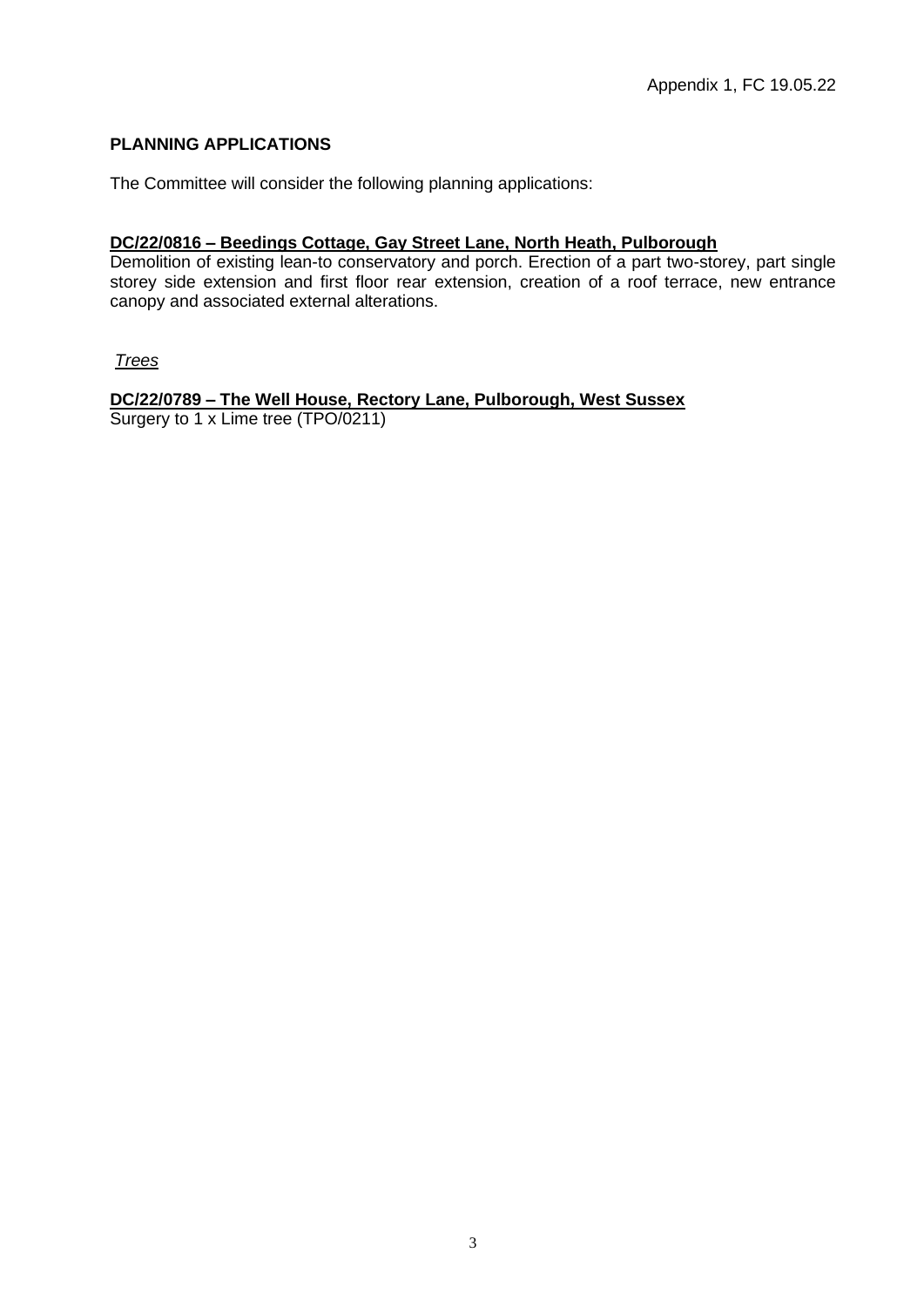Appendix 1, FC 19.05.22

**PLANNING APPLICATIONS**

The Committee will consider the following planning applications:

**DC/22/0816 – Beedings Cottage, Gay Street Lane, North Heath, Pulborough**

Demolition of existing lean-to conservatory and porch. Erection of a part two-storey, part single storey side extension and first floor rear extension, creation of a roof terrace, new entrance canopy and associated external alterations.

*Trees*

**DC/22/0789 – The Well House, Rectory Lane, Pulborough, West Sussex**

Surgery to 1 x Lime tree (TPO/0211)